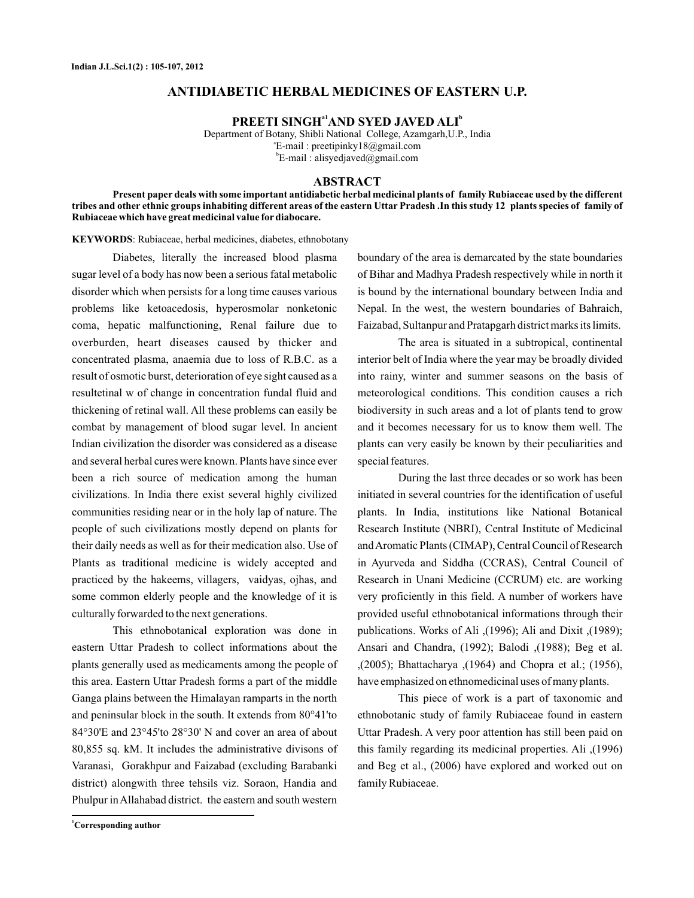# ANTIDIABETIC HERBAL MEDICINES OF EASTERN U.P.

**PREETI SINGH[a1] AND SYED JAVED ALI[b]**

Department of Botany, Shibli National College, Azamgarh,U.P., India
[a]E-mail : preetipinky18@gmail.com
[b]E-mail : alisyedjaved@gmail.com

## ABSTRACT

**Present paper deals with some important antidiabetic herbal medicinal plants of family Rubiaceae used by the different tribes and other ethnic groups inhabiting different areas of the eastern Uttar Pradesh .In this study 12 plants species of family of Rubiaceae which have great medicinal value for diabocare.**

**KEYWORDS**: Rubiaceae, herbal medicines, diabetes, ethnobotany

Diabetes, literally the increased blood plasma sugar level of a body has now been a serious fatal metabolic disorder which when persists for a long time causes various problems like ketoacedosis, hyperosmolar nonketonic coma, hepatic malfunctioning, Renal failure due to overburden, heart diseases caused by thicker and concentrated plasma, anaemia due to loss of R.B.C. as a result of osmotic burst, deterioration of eye sight caused as a resultetinal w of change in concentration fundal fluid and thickening of retinal wall. All these problems can easily be combat by management of blood sugar level. In ancient Indian civilization the disorder was considered as a disease and several herbal cures were known. Plants have since ever been a rich source of medication among the human civilizations. In India there exist several highly civilized communities residing near or in the holy lap of nature. The people of such civilizations mostly depend on plants for their daily needs as well as for their medication also. Use of Plants as traditional medicine is widely accepted and practiced by the hakeems, villagers, vaidyas, ojhas, and some common elderly people and the knowledge of it is culturally forwarded to the next generations.

This ethnobotanical exploration was done in eastern Uttar Pradesh to collect informations about the plants generally used as medicaments among the people of this area. Eastern Uttar Pradesh forms a part of the middle Ganga plains between the Himalayan ramparts in the north and peninsular block in the south. It extends from 80°41'to 84°30'E and 23°45'to 28°30' N and cover an area of about 80,855 sq. kM. It includes the administrative divisons of Varanasi, Gorakhpur and Faizabad (excluding Barabanki district) alongwith three tehsils viz. Soraon, Handia and Phulpur in Allahabad district. the eastern and south western boundary of the area is demarcated by the state boundaries of Bihar and Madhya Pradesh respectively while in north it is bound by the international boundary between India and Nepal. In the west, the western boundaries of Bahraich, Faizabad, Sultanpur and Pratapgarh district marks its limits.

The area is situated in a subtropical, continental interior belt of India where the year may be broadly divided into rainy, winter and summer seasons on the basis of meteorological conditions. This condition causes a rich biodiversity in such areas and a lot of plants tend to grow and it becomes necessary for us to know them well. The plants can very easily be known by their peculiarities and special features.

During the last three decades or so work has been initiated in several countries for the identification of useful plants. In India, institutions like National Botanical Research Institute (NBRI), Central Institute of Medicinal and Aromatic Plants (CIMAP), Central Council of Research in Ayurveda and Siddha (CCRAS), Central Council of Research in Unani Medicine (CCRUM) etc. are working very proficiently in this field. A number of workers have provided useful ethnobotanical informations through their publications. Works of Ali ,(1996); Ali and Dixit ,(1989); Ansari and Chandra, (1992); Balodi ,(1988); Beg et al. ,(2005); Bhattacharya ,(1964) and Chopra et al.; (1956), have emphasized on ethnomedicinal uses of many plants.

This piece of work is a part of taxonomic and ethnobotanic study of family Rubiaceae found in eastern Uttar Pradesh. A very poor attention has still been paid on this family regarding its medicinal properties. Ali ,(1996) and Beg et al., (2006) have explored and worked out on family Rubiaceae.

[1]**Corresponding author**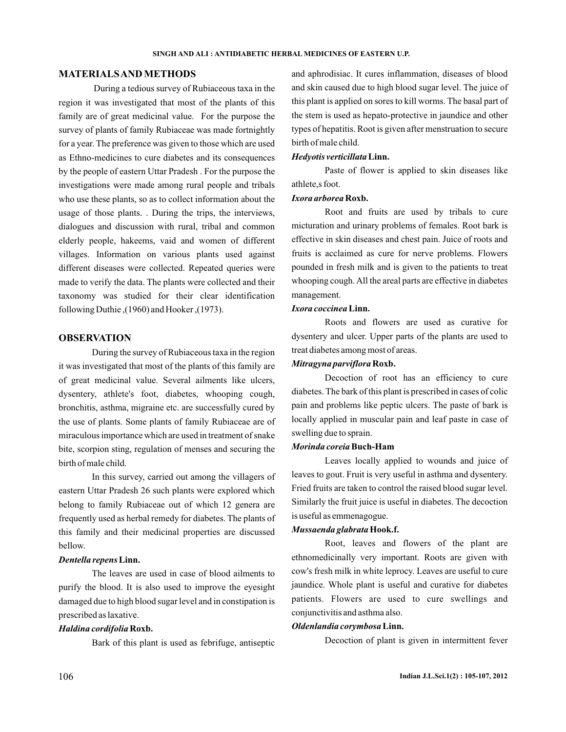## MATERIALS AND METHODS

During a tedious survey of Rubiaceous taxa in the region it was investigated that most of the plants of this family are of great medicinal value. For the purpose the survey of plants of family Rubiaceae was made fortnightly for a year. The preference was given to those which are used as Ethno-medicines to cure diabetes and its consequences by the people of eastern Uttar Pradesh . For the purpose the investigations were made among rural people and tribals who use these plants, so as to collect information about the usage of those plants. . During the trips, the interviews, dialogues and discussion with rural, tribal and common elderly people, hakeems, vaid and women of different villages. Information on various plants used against different diseases were collected. Repeated queries were made to verify the data. The plants were collected and their taxonomy was studied for their clear identification following Duthie ,(1960) and Hooker ,(1973).

## OBSERVATION

During the survey of Rubiaceous taxa in the region it was investigated that most of the plants of this family are of great medicinal value. Several ailments like ulcers, dysentery, athlete's foot, diabetes, whooping cough, bronchitis, asthma, migraine etc. are successfully cured by the use of plants. Some plants of family Rubiaceae are of miraculous importance which are used in treatment of snake bite, scorpion sting, regulation of menses and securing the birth of male child.

In this survey, carried out among the villagers of eastern Uttar Pradesh 26 such plants were explored which belong to family Rubiaceae out of which 12 genera are frequently used as herbal remedy for diabetes. The plants of this family and their medicinal properties are discussed bellow.

### *Dentella repens* Linn.

The leaves are used in case of blood ailments to purify the blood. It is also used to improve the eyesight damaged due to high blood sugar level and in constipation is prescribed as laxative.

### *Haldina cordifolia* Roxb.

Bark of this plant is used as febrifuge, antiseptic and aphrodisiac. It cures inflammation, diseases of blood and skin caused due to high blood sugar level. The juice of this plant is applied on sores to kill worms. The basal part of the stem is used as hepato-protective in jaundice and other types of hepatitis. Root is given after menstruation to secure birth of male child.

### *Hedyotis verticillata* Linn.

Paste of flower is applied to skin diseases like athlete,s foot.

### *Ixora arborea* Roxb.

Root and fruits are used by tribals to cure micturation and urinary problems of females. Root bark is effective in skin diseases and chest pain. Juice of roots and fruits is acclaimed as cure for nerve problems. Flowers pounded in fresh milk and is given to the patients to treat whooping cough. All the areal parts are effective in diabetes management.

### *Ixora coccinea* Linn.

Roots and flowers are used as curative for dysentery and ulcer. Upper parts of the plants are used to treat diabetes among most of areas.

### *Mitragyna parviflora* Roxb.

Decoction of root has an efficiency to cure diabetes. The bark of this plant is prescribed in cases of colic pain and problems like peptic ulcers. The paste of bark is locally applied in muscular pain and leaf paste in case of swelling due to sprain.

### *Morinda coreia* Buch-Ham

Leaves locally applied to wounds and juice of leaves to gout. Fruit is very useful in asthma and dysentery. Fried fruits are taken to control the raised blood sugar level. Similarly the fruit juice is useful in diabetes. The decoction is useful as emmenagogue.

### *Mussaenda glabrata* Hook.f.

Root, leaves and flowers of the plant are ethnomedicinally very important. Roots are given with cow's fresh milk in white leprocy. Leaves are useful to cure jaundice. Whole plant is useful and curative for diabetes patients. Flowers are used to cure swellings and conjunctivitis and asthma also.

### *Oldenlandia corymbosa* Linn.

Decoction of plant is given in intermittent fever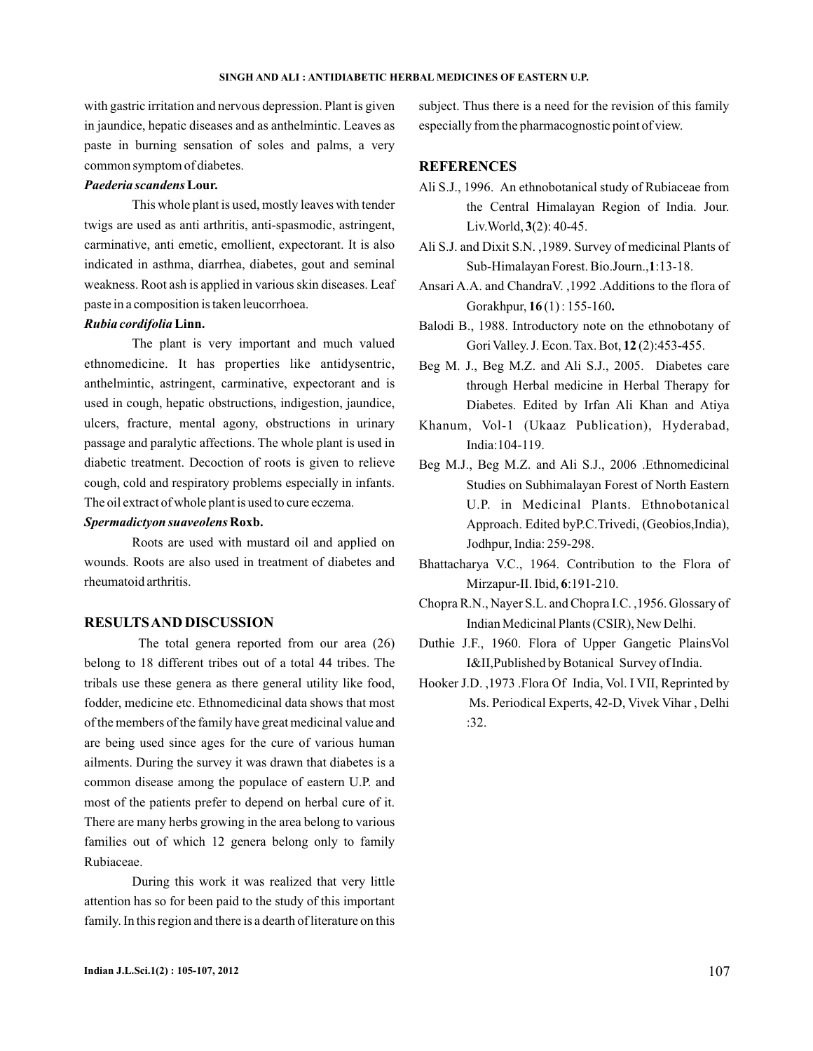with gastric irritation and nervous depression. Plant is given in jaundice, hepatic diseases and as anthelmintic. Leaves as paste in burning sensation of soles and palms, a very common symptom of diabetes.

***Paederia scandens* Lour.**

This whole plant is used, mostly leaves with tender twigs are used as anti arthritis, anti-spasmodic, astringent, carminative, anti emetic, emollient, expectorant. It is also indicated in asthma, diarrhea, diabetes, gout and seminal weakness. Root ash is applied in various skin diseases. Leaf paste in a composition is taken leucorrhoea.

***Rubia cordifolia* Linn.**

The plant is very important and much valued ethnomedicine. It has properties like antidysentric, anthelmintic, astringent, carminative, expectorant and is used in cough, hepatic obstructions, indigestion, jaundice, ulcers, fracture, mental agony, obstructions in urinary passage and paralytic affections. The whole plant is used in diabetic treatment. Decoction of roots is given to relieve cough, cold and respiratory problems especially in infants. The oil extract of whole plant is used to cure eczema.

***Spermadictyon suaveolens* Roxb.**

Roots are used with mustard oil and applied on wounds. Roots are also used in treatment of diabetes and rheumatoid arthritis.

## RESULTS AND DISCUSSION

The total genera reported from our area (26) belong to 18 different tribes out of a total 44 tribes. The tribals use these genera as there general utility like food, fodder, medicine etc. Ethnomedicinal data shows that most of the members of the family have great medicinal value and are being used since ages for the cure of various human ailments. During the survey it was drawn that diabetes is a common disease among the populace of eastern U.P. and most of the patients prefer to depend on herbal cure of it. There are many herbs growing in the area belong to various families out of which 12 genera belong only to family Rubiaceae.

During this work it was realized that very little attention has so for been paid to the study of this important family. In this region and there is a dearth of literature on this subject. Thus there is a need for the revision of this family especially from the pharmacognostic point of view.

## REFERENCES

Ali S.J., 1996. An ethnobotanical study of Rubiaceae from the Central Himalayan Region of India. Jour. Liv.World, **3**(2): 40-45.

Ali S.J. and Dixit S.N. ,1989. Survey of medicinal Plants of Sub-Himalayan Forest. Bio.Journ.,**1**:13-18.

Ansari A.A. and ChandraV. ,1992 .Additions to the flora of Gorakhpur, **16** (1) : 155-160**.**

Balodi B., 1988. Introductory note on the ethnobotany of Gori Valley. J. Econ. Tax. Bot, **12** (2):453-455.

Beg M. J., Beg M.Z. and Ali S.J., 2005. Diabetes care through Herbal medicine in Herbal Therapy for Diabetes. Edited by Irfan Ali Khan and Atiya Khanum, Vol-1 (Ukaaz Publication), Hyderabad, India:104-119.

Beg M.J., Beg M.Z. and Ali S.J., 2006 .Ethnomedicinal Studies on Subhimalayan Forest of North Eastern U.P. in Medicinal Plants. Ethnobotanical Approach. Edited byP.C.Trivedi, (Geobios,India), Jodhpur, India: 259-298.

Bhattacharya V.C., 1964. Contribution to the Flora of Mirzapur-II. Ibid, **6**:191-210.

Chopra R.N., Nayer S.L. and Chopra I.C. ,1956. Glossary of Indian Medicinal Plants (CSIR), New Delhi.

Duthie J.F., 1960. Flora of Upper Gangetic PlainsVol I&II,Published by Botanical Survey of India.

Hooker J.D. ,1973 .Flora Of India, Vol. I VII, Reprinted by Ms. Periodical Experts, 42-D, Vivek Vihar , Delhi :32.